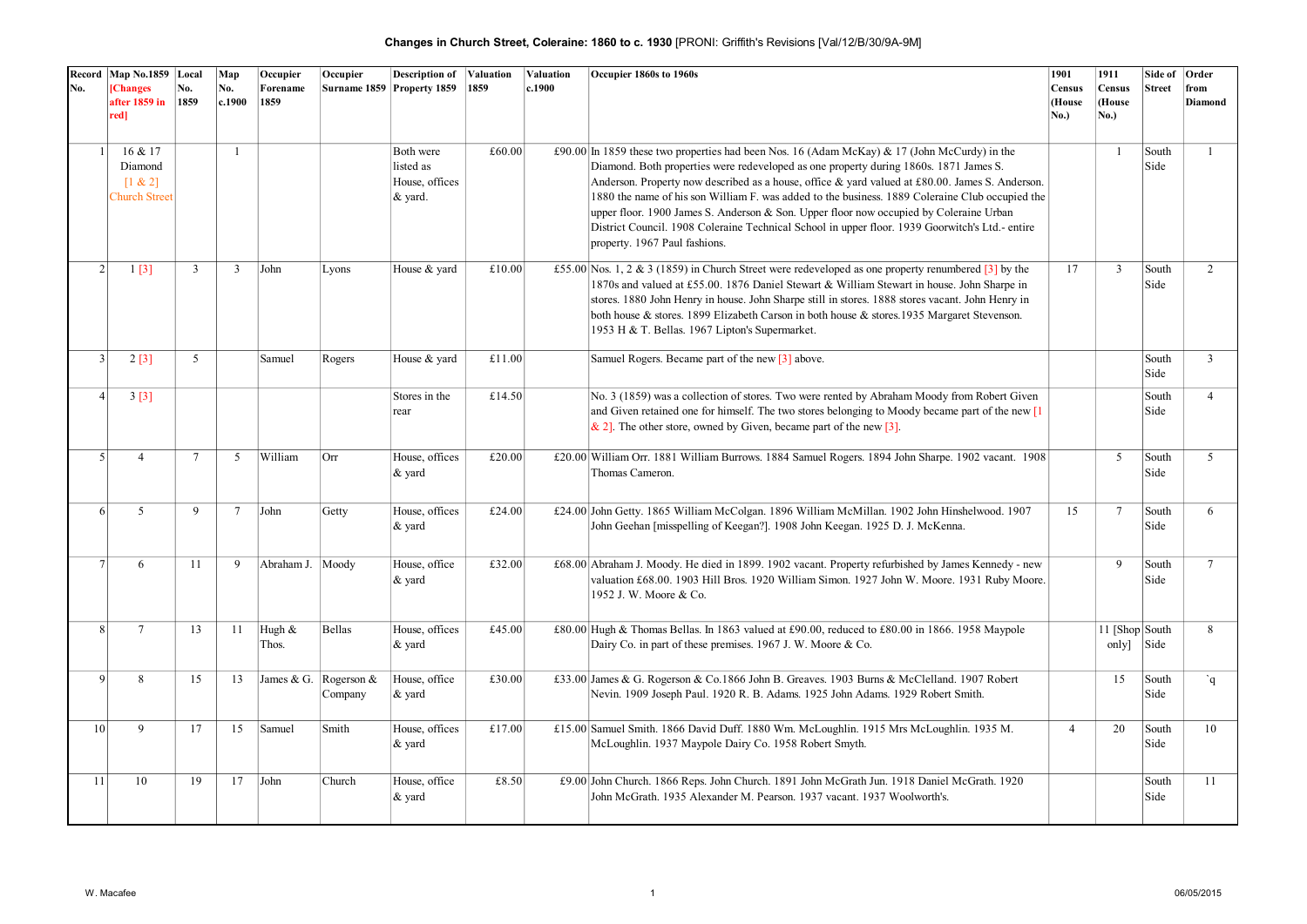**Changes in Church Street, Coleraine: 1860 to c. 1930** [PRONI: Griffith's Revisions [Val/12/B/30/9A-9M]

| Record No. | Map No.1859 [Changes after 1859 in red] | Local No. 1859 | Map No. c.1900 | Occupier Forename 1859 | Occupier Surname 1859 | Description of Property 1859 | Valuation 1859 | Valuation c.1900 | Occupier 1860s to 1960s | 1901 Census (House No.) | 1911 Census (House No.) | Side of Street | Order from Diamond |
|---|---|---|---|---|---|---|---|---|---|---|---|---|---|
| 1 | 16 & 17 Diamond [1 & 2] Church Street | | 1 | | | Both were listed as House, offices & yard. | £60.00 | £90.00 | In 1859 these two properties had been Nos. 16 (Adam McKay) & 17 (John McCurdy) in the Diamond. Both properties were redeveloped as one property during 1860s. 1871 James S. Anderson. Property now described as a house, office & yard valued at £80.00. James S. Anderson. 1880 the name of his son William F. was added to the business. 1889 Coleraine Club occupied the upper floor. 1900 James S. Anderson & Son. Upper floor now occupied by Coleraine Urban District Council. 1908 Coleraine Technical School in upper floor. 1939 Goorwitch's Ltd.- entire property. 1967 Paul fashions. | | 1 | South Side | 1 |
| 2 | 1 [3] | 3 | 3 | John | Lyons | House & yard | £10.00 | £55.00 | Nos. 1, 2 & 3 (1859) in Church Street were redeveloped as one property renumbered [3] by the 1870s and valued at £55.00. 1876 Daniel Stewart & William Stewart in house. John Sharpe in stores. 1880 John Henry in house. John Sharpe still in stores. 1888 stores vacant. John Henry in both house & stores. 1899 Elizabeth Carson in both house & stores.1935 Margaret Stevenson. 1953 H & T. Bellas. 1967 Lipton's Supermarket. | 17 | 3 | South Side | 2 |
| 3 | 2 [3] | 5 | | Samuel | Rogers | House & yard | £11.00 | | Samuel Rogers. Became part of the new [3] above. | | | South Side | 3 |
| 4 | 3 [3] | | | | | Stores in the rear | £14.50 | | No. 3 (1859) was a collection of stores. Two were rented by Abraham Moody from Robert Given and Given retained one for himself. The two stores belonging to Moody became part of the new [1 & 2]. The other store, owned by Given, became part of the new [3]. | | | South Side | 4 |
| 5 | 4 | 7 | 5 | William | Orr | House, offices & yard | £20.00 | £20.00 | William Orr. 1881 William Burrows. 1884 Samuel Rogers. 1894 John Sharpe. 1902 vacant. 1908 Thomas Cameron. | | 5 | South Side | 5 |
| 6 | 5 | 9 | 7 | John | Getty | House, offices & yard | £24.00 | £24.00 | John Getty. 1865 William McColgan. 1896 William McMillan. 1902 John Hinshelwood. 1907 John Geehan [misspelling of Keegan?]. 1908 John Keegan. 1925 D. J. McKenna. | 15 | 7 | South Side | 6 |
| 7 | 6 | 11 | 9 | Abraham J. | Moody | House, office & yard | £32.00 | £68.00 | Abraham J. Moody. He died in 1899. 1902 vacant. Property refurbished by James Kennedy - new valuation £68.00. 1903 Hill Bros. 1920 William Simon. 1927 John W. Moore. 1931 Ruby Moore. 1952 J. W. Moore & Co. | | 9 | South Side | 7 |
| 8 | 7 | 13 | 11 | Hugh & Thos. | Bellas | House, offices & yard | £45.00 | £80.00 | Hugh & Thomas Bellas. In 1863 valued at £90.00, reduced to £80.00 in 1866. 1958 Maypole Dairy Co. in part of these premises. 1967 J. W. Moore & Co. | | 11 [Shop only] | South Side | 8 |
| 9 | 8 | 15 | 13 | James & G. | Rogerson & Company | House, office & yard | £30.00 | £33.00 | James & G. Rogerson & Co.1866 John B. Greaves. 1903 Burns & McClelland. 1907 Robert Nevin. 1909 Joseph Paul. 1920 R. B. Adams. 1925 John Adams. 1929 Robert Smith. | | 15 | South Side | `q |
| 10 | 9 | 17 | 15 | Samuel | Smith | House, offices & yard | £17.00 | £15.00 | Samuel Smith. 1866 David Duff. 1880 Wm. McLoughlin. 1915 Mrs McLoughlin. 1935 M. McLoughlin. 1937 Maypole Dairy Co. 1958 Robert Smyth. | 4 | 20 | South Side | 10 |
| 11 | 10 | 19 | 17 | John | Church | House, office & yard | £8.50 | £9.00 | John Church. 1866 Reps. John Church. 1891 John McGrath Jun. 1918 Daniel McGrath. 1920 John McGrath. 1935 Alexander M. Pearson. 1937 vacant. 1937 Woolworth's. | | | South Side | 11 |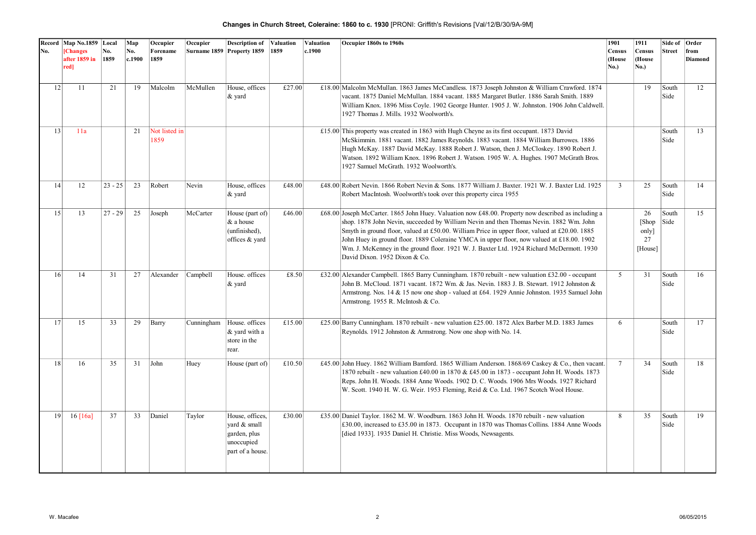**Changes in Church Street, Coleraine: 1860 to c. 1930** [PRONI: Griffith's Revisions [Val/12/B/30/9A-9M]

| Record No. | Map No.1859 [Changes after 1859 in red] | Local No. 1859 | Map No. c.1900 | Occupier Forename 1859 | Occupier Surname 1859 | Description of Property 1859 | Valuation 1859 | Valuation c.1900 | Occupier 1860s to 1960s | 1901 Census (House No.) | 1911 Census (House No.) | Side of Street | Order from Diamond |
|---|---|---|---|---|---|---|---|---|---|---|---|---|---|
| 12 | 11 | 21 | 19 | Malcolm | McMullen | House, offices & yard | £27.00 | £18.00 | Malcolm McMullan. 1863 James McCandless. 1873 Joseph Johnston & William Crawford. 1874 vacant. 1875 Daniel McMullan. 1884 vacant. 1885 Margaret Butler. 1886 Sarah Smith. 1889 William Knox. 1896 Miss Coyle. 1902 George Hunter. 1905 J. W. Johnston. 1906 John Caldwell. 1927 Thomas J. Mills. 1932 Woolworth's. | | 19 | South Side | 12 |
| 13 | 11a | | 21 | Not listed in 1859 | | | | £15.00 | This property was created in 1863 with Hugh Cheyne as its first occupant. 1873 David McSkimmin. 1881 vacant. 1882 James Reynolds. 1883 vacant. 1884 William Burrowes. 1886 Hugh McKay. 1887 David McKay. 1888 Robert J. Watson, then J. McCloskey. 1890 Robert J. Watson. 1892 William Knox. 1896 Robert J. Watson. 1905 W. A. Hughes. 1907 McGrath Bros. 1927 Samuel McGrath. 1932 Woolworth's. | | | South Side | 13 |
| 14 | 12 | 23 - 25 | 23 | Robert | Nevin | House, offices & yard | £48.00 | £48.00 | Robert Nevin. 1866 Robert Nevin & Sons. 1877 William J. Baxter. 1921 W. J. Baxter Ltd. 1925 Robert MacIntosh. Woolworth's took over this property circa 1955 | 3 | 25 | South Side | 14 |
| 15 | 13 | 27 - 29 | 25 | Joseph | McCarter | House (part of) & a house (unfinished), offices & yard | £46.00 | £68.00 | Joseph McCarter. 1865 John Huey. Valuation now £48.00. Property now described as including a shop. 1878 John Nevin, succeeded by William Nevin and then Thomas Nevin. 1882 Wm. John Smyth in ground floor, valued at £50.00. William Price in upper floor, valued at £20.00. 1885 John Huey in ground floor. 1889 Coleraine YMCA in upper floor, now valued at £18.00. 1902 Wm. J. McKenney in the ground floor. 1921 W. J. Baxter Ltd. 1924 Richard McDermott. 1930 David Dixon. 1952 Dixon & Co. | | 26 [Shop only] 27 [House] | South Side | 15 |
| 16 | 14 | 31 | 27 | Alexander | Campbell | House. offices & yard | £8.50 | £32.00 | Alexander Campbell. 1865 Barry Cunningham. 1870 rebuilt - new valuation £32.00 - occupant John B. McCloud. 1871 vacant. 1872 Wm. & Jas. Nevin. 1883 J. B. Stewart. 1912 Johnston & Armstrong. Nos. 14 & 15 now one shop - valued at £64. 1929 Annie Johnston. 1935 Samuel John Armstrong. 1955 R. McIntosh & Co. | 5 | 31 | South Side | 16 |
| 17 | 15 | 33 | 29 | Barry | Cunningham | House. offices & yard with a store in the rear. | £15.00 | £25.00 | Barry Cunningham. 1870 rebuilt - new valuation £25.00. 1872 Alex Barber M.D. 1883 James Reynolds. 1912 Johnston & Armstrong. Now one shop with No. 14. | 6 | | South Side | 17 |
| 18 | 16 | 35 | 31 | John | Huey | House (part of) | £10.50 | £45.00 | John Huey. 1862 William Bamford. 1865 William Anderson. 1868/69 Caskey & Co., then vacant. 1870 rebuilt - new valuation £40.00 in 1870 & £45.00 in 1873 - occupant John H. Woods. 1873 Reps. John H. Woods. 1884 Anne Woods. 1902 D. C. Woods. 1906 Mrs Woods. 1927 Richard W. Scott. 1940 H. W. G. Weir. 1953 Fleming, Reid & Co. Ltd. 1967 Scotch Wool House. | 7 | 34 | South Side | 18 |
| 19 | 16 [16a] | 37 | 33 | Daniel | Taylor | House, offices, yard & small garden, plus unoccupied part of a house. | £30.00 | £35.00 | Daniel Taylor. 1862 M. W. Woodburn. 1863 John H. Woods. 1870 rebuilt - new valuation £30.00, increased to £35.00 in 1873. Occupant in 1870 was Thomas Collins. 1884 Anne Woods [died 1933]. 1935 Daniel H. Christie. Miss Woods, Newsagents. | 8 | 35 | South Side | 19 |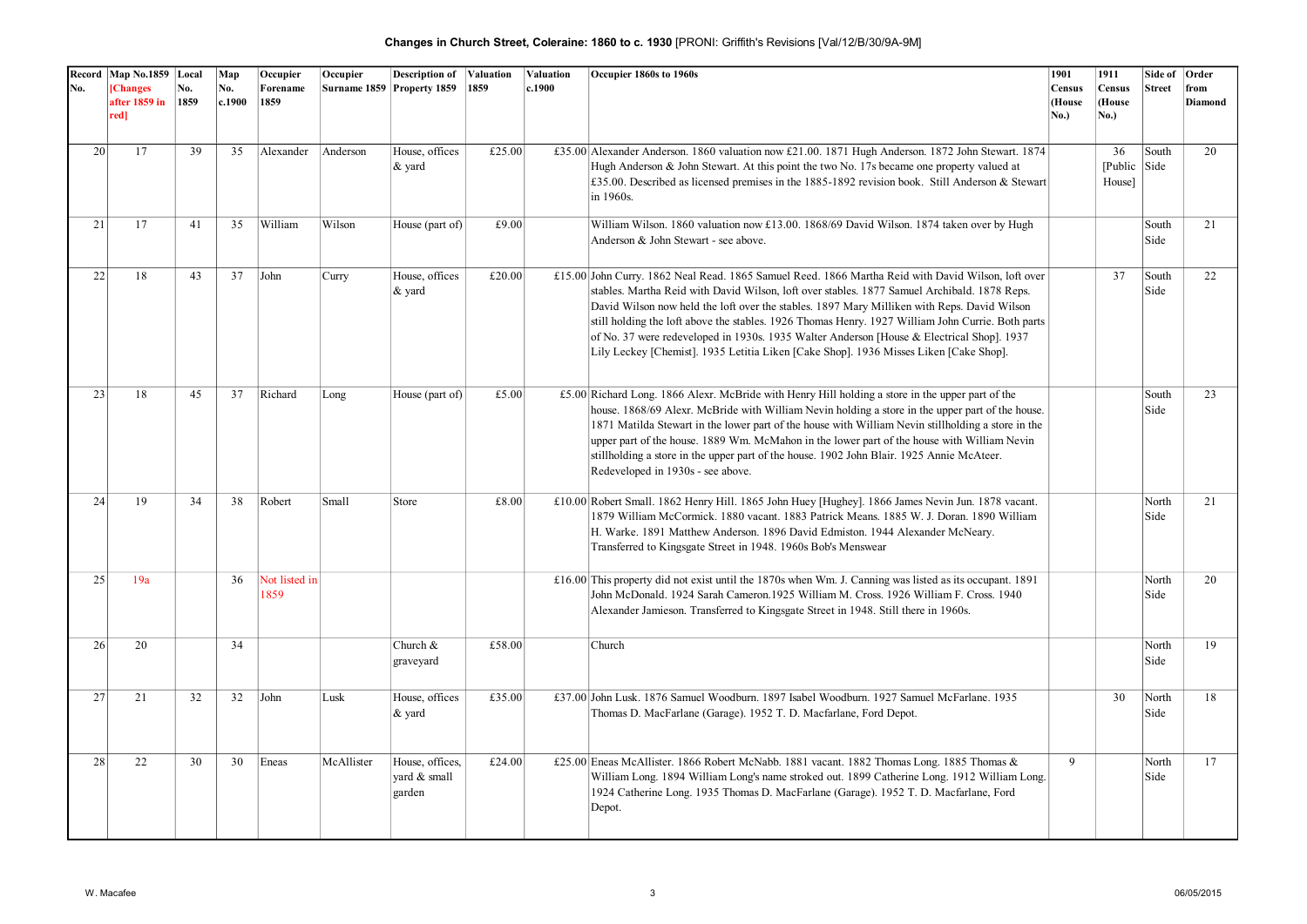**Changes in Church Street, Coleraine: 1860 to c. 1930** [PRONI: Griffith's Revisions [Val/12/B/30/9A-9M]

| Record No. | Map No.1859 [Changes after 1859 in red] | Local No. 1859 | Map No. c.1900 | Occupier Forename 1859 | Occupier Surname 1859 | Description of Property 1859 | Valuation 1859 | Valuation c.1900 | Occupier 1860s to 1960s | 1901 Census (House No.) | 1911 Census (House No.) | Side of Street | Order from Diamond |
|---|---|---|---|---|---|---|---|---|---|---|---|---|---|
| 20 | 17 | 39 | 35 | Alexander | Anderson | House, offices & yard | £25.00 | £35.00 | Alexander Anderson. 1860 valuation now £21.00. 1871 Hugh Anderson. 1872 John Stewart. 1874 Hugh Anderson & John Stewart. At this point the two No. 17s became one property valued at £35.00. Described as licensed premises in the 1885-1892 revision book. Still Anderson & Stewart in 1960s. | | 36 [Public House] | South Side | 20 |
| 21 | 17 | 41 | 35 | William | Wilson | House (part of) | £9.00 | | William Wilson. 1860 valuation now £13.00. 1868/69 David Wilson. 1874 taken over by Hugh Anderson & John Stewart - see above. | | | South Side | 21 |
| 22 | 18 | 43 | 37 | John | Curry | House, offices & yard | £20.00 | £15.00 | John Curry. 1862 Neal Read. 1865 Samuel Reed. 1866 Martha Reid with David Wilson, loft over stables. Martha Reid with David Wilson, loft over stables. 1877 Samuel Archibald. 1878 Reps. David Wilson now held the loft over the stables. 1897 Mary Milliken with Reps. David Wilson still holding the loft above the stables. 1926 Thomas Henry. 1927 William John Currie. Both parts of No. 37 were redeveloped in 1930s. 1935 Walter Anderson [House & Electrical Shop]. 1937 Lily Leckey [Chemist]. 1935 Letitia Liken [Cake Shop]. 1936 Misses Liken [Cake Shop]. | | 37 | South Side | 22 |
| 23 | 18 | 45 | 37 | Richard | Long | House (part of) | £5.00 | £5.00 | Richard Long. 1866 Alexr. McBride with Henry Hill holding a store in the upper part of the house. 1868/69 Alexr. McBride with William Nevin holding a store in the upper part of the house. 1871 Matilda Stewart in the lower part of the house with William Nevin stillholding a store in the upper part of the house. 1889 Wm. McMahon in the lower part of the house with William Nevin stillholding a store in the upper part of the house. 1902 John Blair. 1925 Annie McAteer. Redeveloped in 1930s - see above. | | | South Side | 23 |
| 24 | 19 | 34 | 38 | Robert | Small | Store | £8.00 | £10.00 | Robert Small. 1862 Henry Hill. 1865 John Huey [Hughey]. 1866 James Nevin Jun. 1878 vacant. 1879 William McCormick. 1880 vacant. 1883 Patrick Means. 1885 W. J. Doran. 1890 William H. Warke. 1891 Matthew Anderson. 1896 David Edmiston. 1944 Alexander McNeary. Transferred to Kingsgate Street in 1948. 1960s Bob's Menswear | | | North Side | 21 |
| 25 | 19a | | 36 | Not listed in 1859 | | | | £16.00 | This property did not exist until the 1870s when Wm. J. Canning was listed as its occupant. 1891 John McDonald. 1924 Sarah Cameron.1925 William M. Cross. 1926 William F. Cross. 1940 Alexander Jamieson. Transferred to Kingsgate Street in 1948. Still there in 1960s. | | | North Side | 20 |
| 26 | 20 | | 34 | | | Church & graveyard | £58.00 | | Church | | | North Side | 19 |
| 27 | 21 | 32 | 32 | John | Lusk | House, offices & yard | £35.00 | £37.00 | John Lusk. 1876 Samuel Woodburn. 1897 Isabel Woodburn. 1927 Samuel McFarlane. 1935 Thomas D. MacFarlane (Garage). 1952 T. D. Macfarlane, Ford Depot. | | 30 | North Side | 18 |
| 28 | 22 | 30 | 30 | Eneas | McAllister | House, offices, yard & small garden | £24.00 | £25.00 | Eneas McAllister. 1866 Robert McNabb. 1881 vacant. 1882 Thomas Long. 1885 Thomas & William Long. 1894 William Long's name stroked out. 1899 Catherine Long. 1912 William Long. 1924 Catherine Long. 1935 Thomas D. MacFarlane (Garage). 1952 T. D. Macfarlane, Ford Depot. | 9 | | North Side | 17 |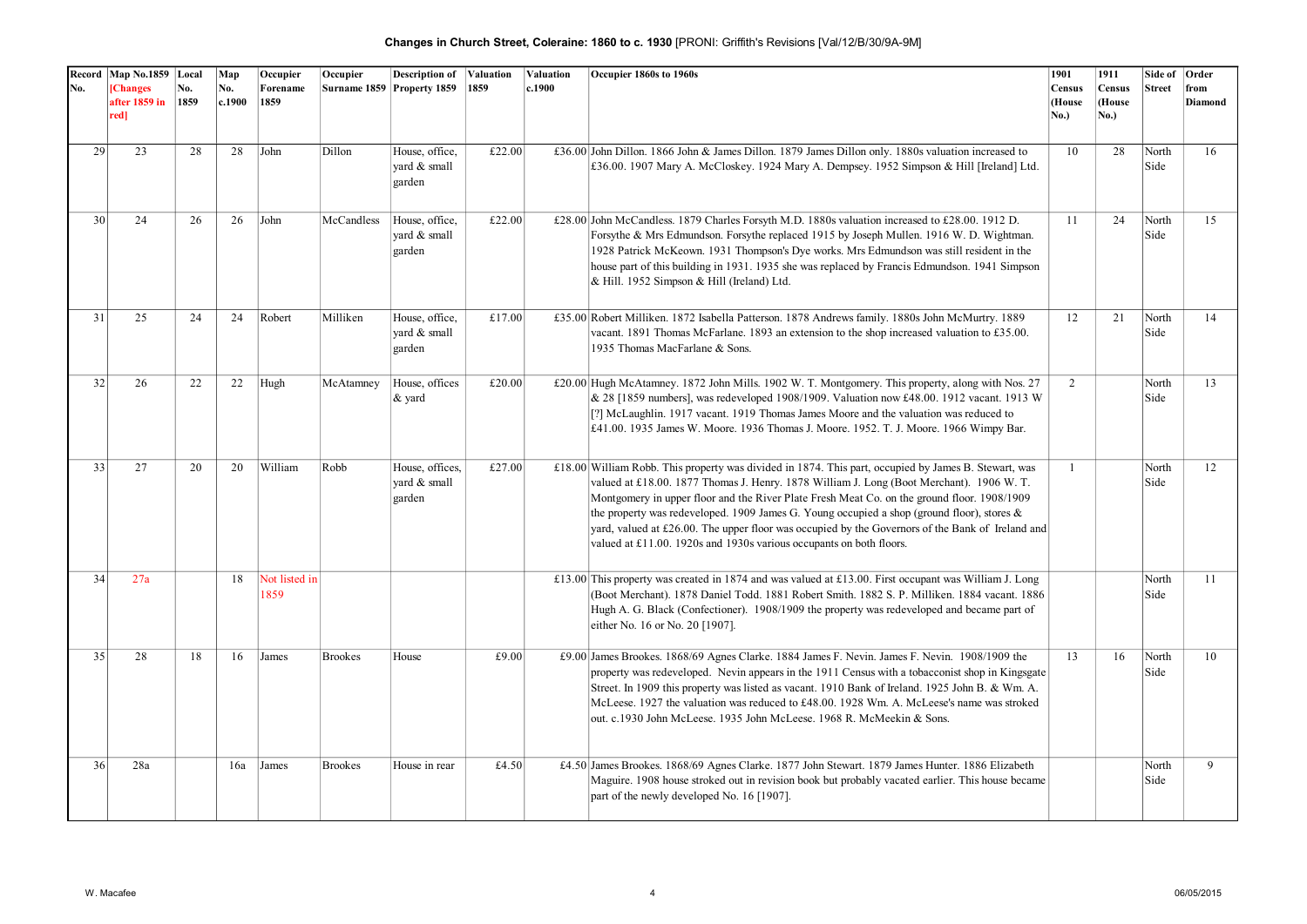**Changes in Church Street, Coleraine: 1860 to c. 1930** [PRONI: Griffith's Revisions [Val/12/B/30/9A-9M]

| Record No. | Map No.1859 [Changes after 1859 in red] | Local No. 1859 | Map No. c.1900 | Occupier Forename 1859 | Occupier Surname 1859 | Description of Property 1859 | Valuation 1859 | Valuation c.1900 | Occupier 1860s to 1960s | 1901 Census (House No.) | 1911 Census (House No.) | Side of Street | Order from Diamond |
|---|---|---|---|---|---|---|---|---|---|---|---|---|---|
| 29 | 23 | 28 | 28 | John | Dillon | House, office, yard & small garden | £22.00 | £36.00 | John Dillon. 1866 John & James Dillon. 1879 James Dillon only. 1880s valuation increased to £36.00. 1907 Mary A. McCloskey. 1924 Mary A. Dempsey. 1952 Simpson & Hill [Ireland] Ltd. | 10 | 28 | North Side | 16 |
| 30 | 24 | 26 | 26 | John | McCandless | House, office, yard & small garden | £22.00 | £28.00 | John McCandless. 1879 Charles Forsyth M.D. 1880s valuation increased to £28.00. 1912 D. Forsythe & Mrs Edmundson. Forsythe replaced 1915 by Joseph Mullen. 1916 W. D. Wightman. 1928 Patrick McKeown. 1931 Thompson's Dye works. Mrs Edmundson was still resident in the house part of this building in 1931. 1935 she was replaced by Francis Edmundson. 1941 Simpson & Hill. 1952 Simpson & Hill (Ireland) Ltd. | 11 | 24 | North Side | 15 |
| 31 | 25 | 24 | 24 | Robert | Milliken | House, office, yard & small garden | £17.00 | £35.00 | Robert Milliken. 1872 Isabella Patterson. 1878 Andrews family. 1880s John McMurtry. 1889 vacant. 1891 Thomas McFarlane. 1893 an extension to the shop increased valuation to £35.00. 1935 Thomas MacFarlane & Sons. | 12 | 21 | North Side | 14 |
| 32 | 26 | 22 | 22 | Hugh | McAtamney | House, offices & yard | £20.00 | £20.00 | Hugh McAtamney. 1872 John Mills. 1902 W. T. Montgomery. This property, along with Nos. 27 & 28 [1859 numbers], was redeveloped 1908/1909. Valuation now £48.00. 1912 vacant. 1913 W [?] McLaughlin. 1917 vacant. 1919 Thomas James Moore and the valuation was reduced to £41.00. 1935 James W. Moore. 1936 Thomas J. Moore. 1952. T. J. Moore. 1966 Wimpy Bar. | 2 | | North Side | 13 |
| 33 | 27 | 20 | 20 | William | Robb | House, offices, yard & small garden | £27.00 | £18.00 | William Robb. This property was divided in 1874. This part, occupied by James B. Stewart, was valued at £18.00. 1877 Thomas J. Henry. 1878 William J. Long (Boot Merchant). 1906 W. T. Montgomery in upper floor and the River Plate Fresh Meat Co. on the ground floor. 1908/1909 the property was redeveloped. 1909 James G. Young occupied a shop (ground floor), stores & yard, valued at £26.00. The upper floor was occupied by the Governors of the Bank of Ireland and valued at £11.00. 1920s and 1930s various occupants on both floors. | 1 | | North Side | 12 |
| 34 | 27a | | 18 | Not listed in 1859 | | | | £13.00 | This property was created in 1874 and was valued at £13.00. First occupant was William J. Long (Boot Merchant). 1878 Daniel Todd. 1881 Robert Smith. 1882 S. P. Milliken. 1884 vacant. 1886 Hugh A. G. Black (Confectioner). 1908/1909 the property was redeveloped and became part of either No. 16 or No. 20 [1907]. | | | North Side | 11 |
| 35 | 28 | 18 | 16 | James | Brookes | House | £9.00 | £9.00 | James Brookes. 1868/69 Agnes Clarke. 1884 James F. Nevin. James F. Nevin. 1908/1909 the property was redeveloped. Nevin appears in the 1911 Census with a tobacconist shop in Kingsgate Street. In 1909 this property was listed as vacant. 1910 Bank of Ireland. 1925 John B. & Wm. A. McLeese. 1927 the valuation was reduced to £48.00. 1928 Wm. A. McLeese's name was stroked out. c.1930 John McLeese. 1935 John McLeese. 1968 R. McMeekin & Sons. | 13 | 16 | North Side | 10 |
| 36 | 28a | | 16a | James | Brookes | House in rear | £4.50 | £4.50 | James Brookes. 1868/69 Agnes Clarke. 1877 John Stewart. 1879 James Hunter. 1886 Elizabeth Maguire. 1908 house stroked out in revision book but probably vacated earlier. This house became part of the newly developed No. 16 [1907]. | | | North Side | 9 |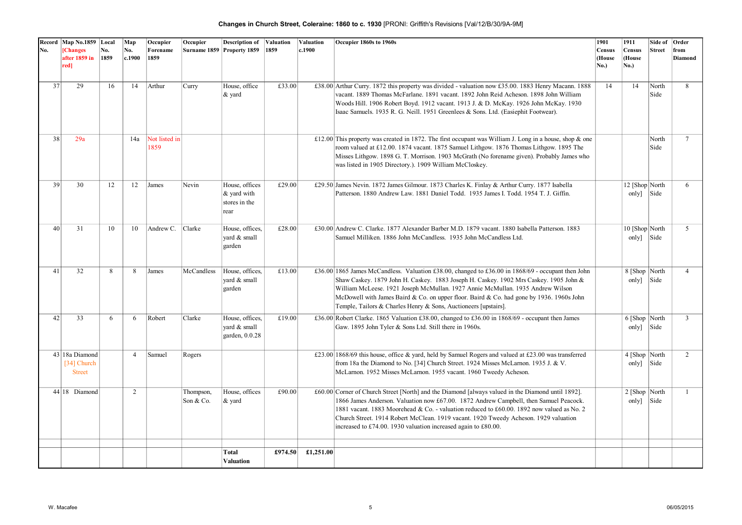**Changes in Church Street, Coleraine: 1860 to c. 1930** [PRONI: Griffith's Revisions [Val/12/B/30/9A-9M]

| Record No. | Map No.1859 [Changes after 1859 in red] | Local No. 1859 | Map No. c.1900 | Occupier Forename 1859 | Occupier Surname 1859 | Description of Property 1859 | Valuation 1859 | Valuation c.1900 | Occupier 1860s to 1960s | 1901 Census (House No.) | 1911 Census (House No.) | Side of Street | Order from Diamond |
|---|---|---|---|---|---|---|---|---|---|---|---|---|---|
| 37 | 29 | 16 | 14 | Arthur | Curry | House, office & yard | £33.00 | £38.00 | Arthur Curry. 1872 this property was divided - valuation now £35.00. 1883 Henry Macann. 1888 vacant. 1889 Thomas McFarlane. 1891 vacant. 1892 John Reid Acheson. 1898 John William Woods Hill. 1906 Robert Boyd. 1912 vacant. 1913 J. & D. McKay. 1926 John McKay. 1930 Isaac Samuels. 1935 R. G. Neill. 1951 Greenlees & Sons. Ltd. (Easiephit Footwear). | 14 | 14 | North Side | 8 |
| 38 | 29a | | 14a | Not listed in 1859 | | | | £12.00 | This property was created in 1872. The first occupant was William J. Long in a house, shop & one room valued at £12.00. 1874 vacant. 1875 Samuel Lithgow. 1876 Thomas Lithgow. 1895 The Misses Lithgow. 1898 G. T. Morrison. 1903 McGrath (No forename given). Probably James who was listed in 1905 Directory.). 1909 William McCloskey. | | | North Side | 7 |
| 39 | 30 | 12 | 12 | James | Nevin | House, offices & yard with stores in the rear | £29.00 | £29.50 | James Nevin. 1872 James Gilmour. 1873 Charles K. Finlay & Arthur Curry. 1877 Isabella Patterson. 1880 Andrew Law. 1881 Daniel Todd. 1935 James I. Todd. 1954 T. J. Giffin. | | 12 [Shop only] | North Side | 6 |
| 40 | 31 | 10 | 10 | Andrew C. | Clarke | House, offices, yard & small garden | £28.00 | £30.00 | Andrew C. Clarke. 1877 Alexander Barber M.D. 1879 vacant. 1880 Isabella Patterson. 1883 Samuel Milliken. 1886 John McCandless. 1935 John McCandless Ltd. | | 10 [Shop only] | North Side | 5 |
| 41 | 32 | 8 | 8 | James | McCandless | House, offices, yard & small garden | £13.00 | £36.00 | 1865 James McCandless. Valuation £38.00, changed to £36.00 in 1868/69 - occupant then John Shaw Caskey. 1879 John H. Caskey. 1883 Joseph H. Caskey. 1902 Mrs Caskey. 1905 John & William McLeese. 1921 Joseph McMullan. 1927 Annie McMullan. 1935 Andrew Wilson McDowell with James Baird & Co. on upper floor. Baird & Co. had gone by 1936. 1960s John Temple, Tailors & Charles Henry & Sons, Auctioneers [upstairs]. | | 8 [Shop only] | North Side | 4 |
| 42 | 33 | 6 | 6 | Robert | Clarke | House, offices, yard & small garden, 0.0.28 | £19.00 | £36.00 | Robert Clarke. 1865 Valuation £38.00, changed to £36.00 in 1868/69 - occupant then James Gaw. 1895 John Tyler & Sons Ltd. Still there in 1960s. | | 6 [Shop only] | North Side | 3 |
| 43 | 18a Diamond [34] Church Street | | 4 | Samuel | Rogers | | | £23.00 | 1868/69 this house, office & yard, held by Samuel Rogers and valued at £23.00 was transferred from 18a the Diamond to No. [34] Church Street. 1924 Misses McLarnon. 1935 J. & V. McLarnon. 1952 Misses McLarnon. 1955 vacant. 1960 Tweedy Acheson. | | 4 [Shop only] | North Side | 2 |
| 44 | 18 Diamond | | 2 | | Thompson, Son & Co. | House, offices & yard | £90.00 | £60.00 | Corner of Church Street [North] and the Diamond [always valued in the Diamond until 1892]. 1866 James Anderson. Valuation now £67.00. 1872 Andrew Campbell, then Samuel Peacock. 1881 vacant. 1883 Moorehead & Co. - valuation reduced to £60.00. 1892 now valued as No. 2 Church Street. 1914 Robert McClean. 1919 vacant. 1920 Tweedy Acheson. 1929 valuation increased to £74.00. 1930 valuation increased again to £80.00. | | 2 [Shop only] | North Side | 1 |
| | | | | | | | | | | | | | |
| | | | | | | **Total Valuation** | **£974.50** | **£1,251.00** | | | | | |